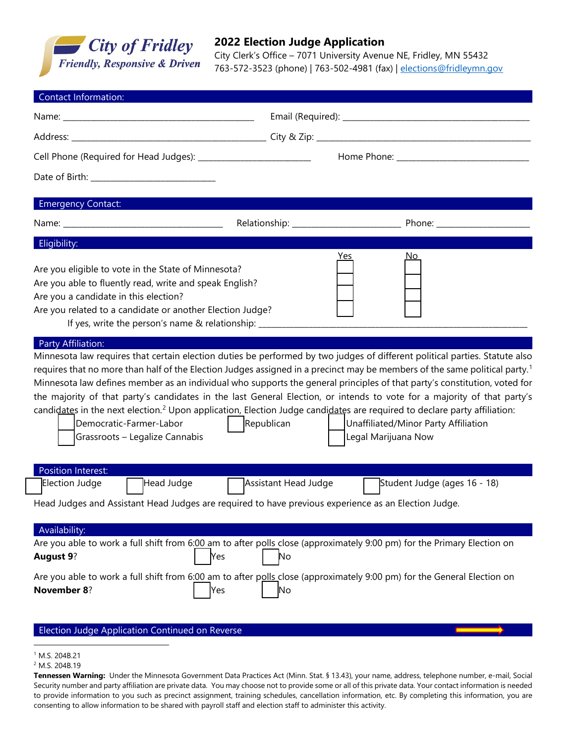**City of Fridley**
*Friendly, Responsive & Driven*

# 2022 Election Judge Application

City Clerk's Office – 7071 University Avenue NE, Fridley, MN 55432
763-572-3523 (phone) | 763-502-4981 (fax) | elections@fridleymn.gov

## Contact Information:

Name: ______________________________ Email (Required): ______________________________

Address: ______________________________ City & Zip: ______________________________

Cell Phone (Required for Head Judges): ____________________ Home Phone: ______________________

Date of Birth: ______________________

## Emergency Contact:

Name: ____________________________ Relationship: ____________________ Phone: __________________

## Eligibility:

| | Yes | No |
|---|---|---|
| Are you eligible to vote in the State of Minnesota? | ☐ | ☐ |
| Are you able to fluently read, write and speak English? | ☐ | ☐ |
| Are you a candidate in this election? | ☐ | ☐ |
| Are you related to a candidate or another Election Judge? | ☐ | ☐ |

If yes, write the person's name & relationship: ______________________________________________

## Party Affiliation:

Minnesota law requires that certain election duties be performed by two judges of different political parties. Statute also requires that no more than half of the Election Judges assigned in a precinct may be members of the same political party.[1] Minnesota law defines member as an individual who supports the general principles of that party's constitution, voted for the majority of that party's candidates in the last General Election, or intends to vote for a majority of that party's candidates in the next election.[2] Upon application, Election Judge candidates are required to declare party affiliation:

☐ Democratic-Farmer-Labor ☐ Republican ☐ Unaffiliated/Minor Party Affiliation

☐ Grassroots – Legalize Cannabis ☐ Legal Marijuana Now

## Position Interest:

☐ Election Judge ☐ Head Judge ☐ Assistant Head Judge ☐ Student Judge (ages 16 - 18)

Head Judges and Assistant Head Judges are required to have previous experience as an Election Judge.

## Availability:

Are you able to work a full shift from 6:00 am to after polls close (approximately 9:00 pm) for the Primary Election on **August 9**? ☐ Yes ☐ No

Are you able to work a full shift from 6:00 am to after polls close (approximately 9:00 pm) for the General Election on **November 8**? ☐ Yes ☐ No

## Election Judge Application Continued on Reverse →

[1] M.S. 204B.21
[2] M.S. 204B.19

**Tennessen Warning:** Under the Minnesota Government Data Practices Act (Minn. Stat. § 13.43), your name, address, telephone number, e-mail, Social Security number and party affiliation are private data. You may choose not to provide some or all of this private data. Your contact information is needed to provide information to you such as precinct assignment, training schedules, cancellation information, etc. By completing this information, you are consenting to allow information to be shared with payroll staff and election staff to administer this activity.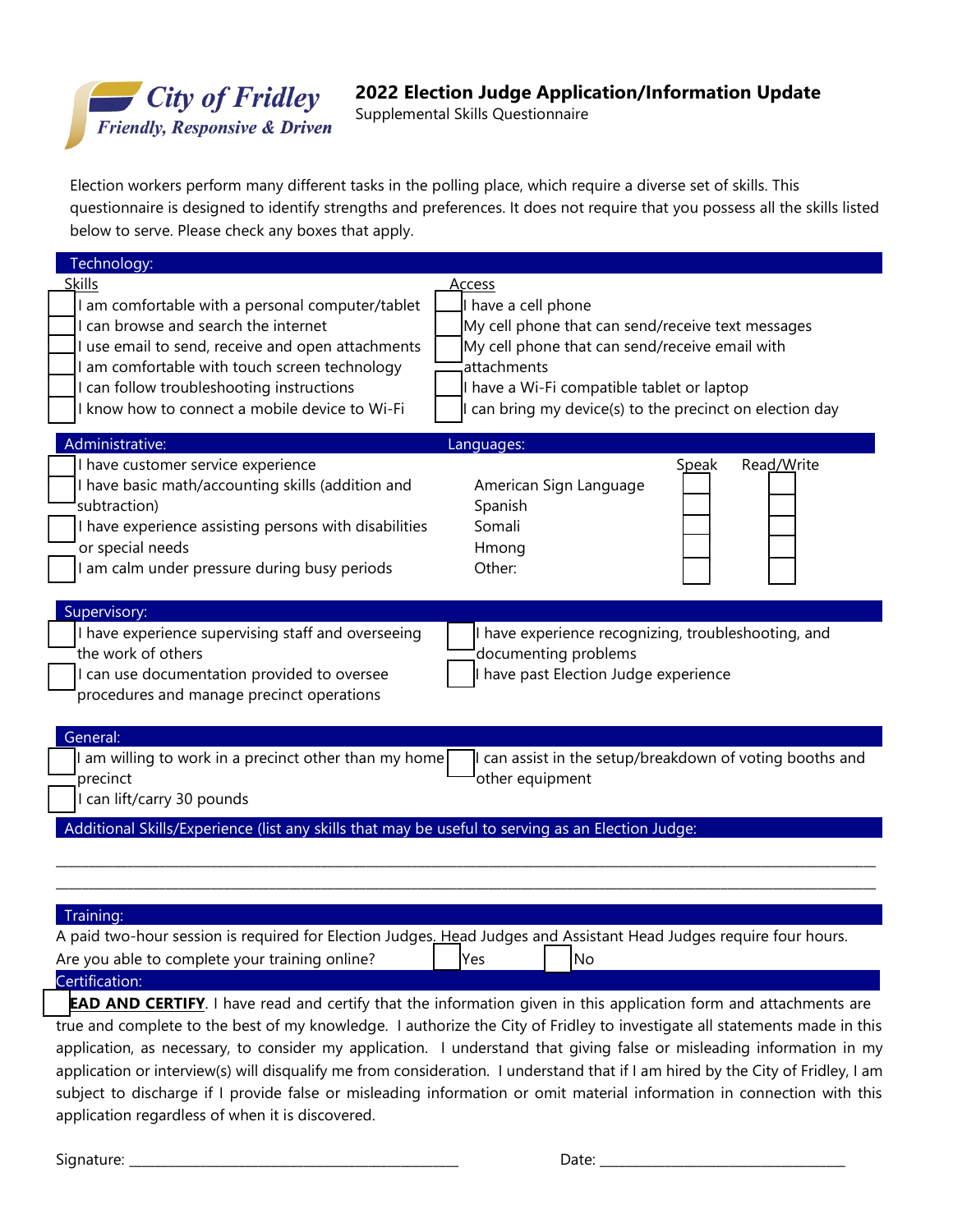City of Fridley
Friendly, Responsive & Driven

# 2022 Election Judge Application/Information Update

Supplemental Skills Questionnaire

Election workers perform many different tasks in the polling place, which require a diverse set of skills. This questionnaire is designed to identify strengths and preferences. It does not require that you possess all the skills listed below to serve. Please check any boxes that apply.

## Technology:

**Skills**

- ☐ I am comfortable with a personal computer/tablet
- ☐ I can browse and search the internet
- ☐ I use email to send, receive and open attachments
- ☐ I am comfortable with touch screen technology
- ☐ I can follow troubleshooting instructions
- ☐ I know how to connect a mobile device to Wi-Fi

**Access**

- ☐ I have a cell phone
- ☐ My cell phone that can send/receive text messages
- ☐ My cell phone that can send/receive email with attachments
- ☐ I have a Wi-Fi compatible tablet or laptop
- ☐ I can bring my device(s) to the precinct on election day

## Administrative:

- ☐ I have customer service experience
- ☐ I have basic math/accounting skills (addition and subtraction)
- ☐ I have experience assisting persons with disabilities or special needs
- ☐ I am calm under pressure during busy periods

## Languages:

| | Speak | Read/Write |
|---|---|---|
| American Sign Language | ☐ | ☐ |
| Spanish | ☐ | ☐ |
| Somali | ☐ | ☐ |
| Hmong | ☐ | ☐ |
| Other: | ☐ | ☐ |

## Supervisory:

- ☐ I have experience supervising staff and overseeing the work of others
- ☐ I can use documentation provided to oversee procedures and manage precinct operations
- ☐ I have experience recognizing, troubleshooting, and documenting problems
- ☐ I have past Election Judge experience

## General:

- ☐ I am willing to work in a precinct other than my home precinct
- ☐ I can lift/carry 30 pounds
- ☐ I can assist in the setup/breakdown of voting booths and other equipment

## Additional Skills/Experience (list any skills that may be useful to serving as an Election Judge:

\_\_\_\_\_\_\_\_\_\_\_\_\_\_\_\_\_\_\_\_\_\_\_\_\_\_\_\_\_\_\_\_\_\_\_\_\_\_\_\_\_\_\_\_\_\_\_\_\_\_\_\_\_\_\_\_\_\_\_\_\_\_\_\_\_\_\_\_\_\_\_\_\_\_\_\_

\_\_\_\_\_\_\_\_\_\_\_\_\_\_\_\_\_\_\_\_\_\_\_\_\_\_\_\_\_\_\_\_\_\_\_\_\_\_\_\_\_\_\_\_\_\_\_\_\_\_\_\_\_\_\_\_\_\_\_\_\_\_\_\_\_\_\_\_\_\_\_\_\_\_\_\_

## Training:

A paid two-hour session is required for Election Judges. Head Judges and Assistant Head Judges require four hours.

Are you able to complete your training online? ☐ Yes ☐ No

## Certification:

☐ **EAD AND CERTIFY**. I have read and certify that the information given in this application form and attachments are true and complete to the best of my knowledge. I authorize the City of Fridley to investigate all statements made in this application, as necessary, to consider my application. I understand that giving false or misleading information in my application or interview(s) will disqualify me from consideration. I understand that if I am hired by the City of Fridley, I am subject to discharge if I provide false or misleading information or omit material information in connection with this application regardless of when it is discovered.

Signature: \_\_\_\_\_\_\_\_\_\_\_\_\_\_\_\_\_\_\_\_\_\_\_\_\_\_\_\_\_\_\_\_\_\_\_\_ Date: \_\_\_\_\_\_\_\_\_\_\_\_\_\_\_\_\_\_\_\_\_\_\_\_\_\_